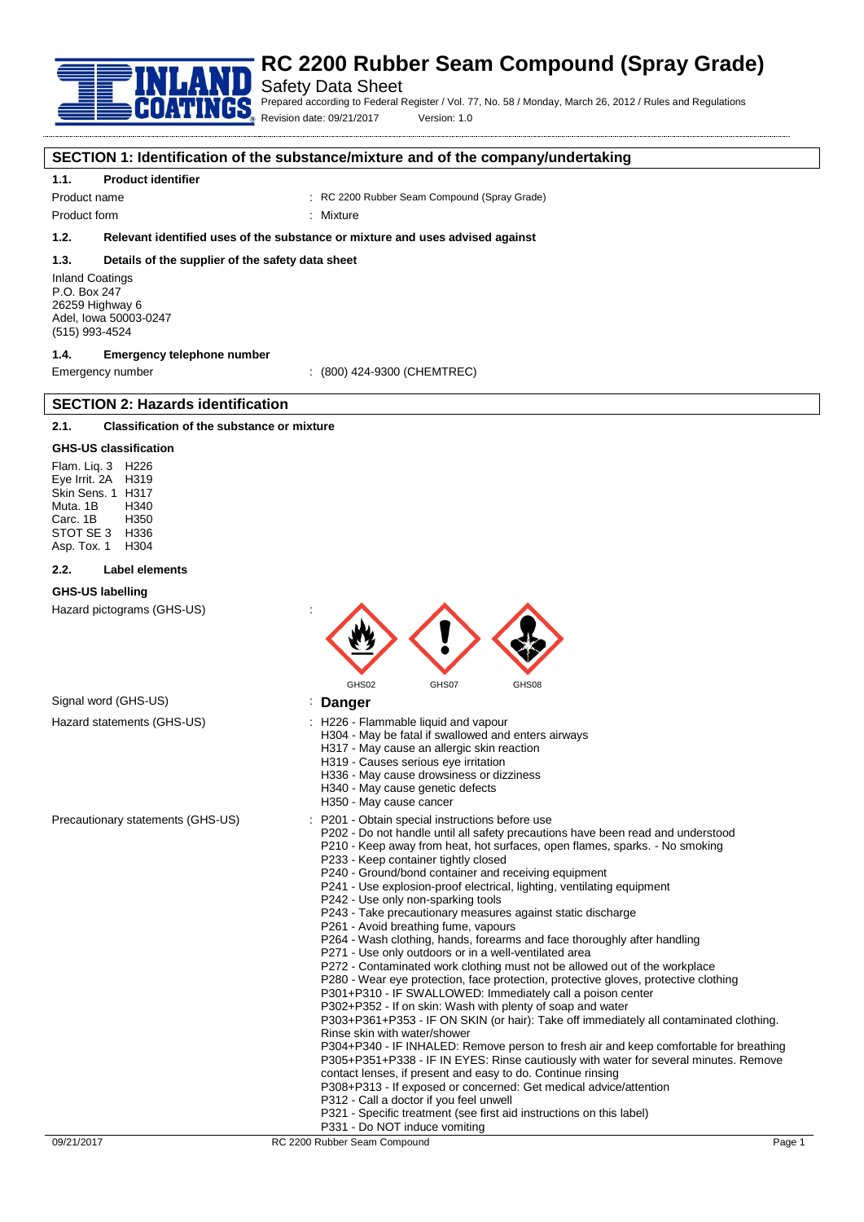# RC 2200 Rubber Seam Compound (Spray Grade)

Safety Data Sheet

Prepared according to Federal Register / Vol. 77, No. 58 / Monday, March 26, 2012 / Rules and Regulations

Revision date: 09/21/2017 Version: 1.0

## SECTION 1: Identification of the substance/mixture and of the company/undertaking

### 1.1. Product identifier

Product name : RC 2200 Rubber Seam Compound (Spray Grade)

Product form : Mixture

### 1.2. Relevant identified uses of the substance or mixture and uses advised against

### 1.3. Details of the supplier of the safety data sheet

Inland Coatings
P.O. Box 247
26259 Highway 6
Adel, Iowa 50003-0247
(515) 993-4524

### 1.4. Emergency telephone number

Emergency number : (800) 424-9300 (CHEMTREC)

## SECTION 2: Hazards identification

### 2.1. Classification of the substance or mixture

**GHS-US classification**

Flam. Liq. 3 H226
Eye Irrit. 2A H319
Skin Sens. 1 H317
Muta. 1B H340
Carc. 1B H350
STOT SE 3 H336
Asp. Tox. 1 H304

### 2.2. Label elements

**GHS-US labelling**

Hazard pictograms (GHS-US) :

GHS02 GHS07 GHS08

Signal word (GHS-US) : **Danger**

Hazard statements (GHS-US) :
- H226 - Flammable liquid and vapour
- H304 - May be fatal if swallowed and enters airways
- H317 - May cause an allergic skin reaction
- H319 - Causes serious eye irritation
- H336 - May cause drowsiness or dizziness
- H340 - May cause genetic defects
- H350 - May cause cancer

Precautionary statements (GHS-US) :
- P201 - Obtain special instructions before use
- P202 - Do not handle until all safety precautions have been read and understood
- P210 - Keep away from heat, hot surfaces, open flames, sparks. - No smoking
- P233 - Keep container tightly closed
- P240 - Ground/bond container and receiving equipment
- P241 - Use explosion-proof electrical, lighting, ventilating equipment
- P242 - Use only non-sparking tools
- P243 - Take precautionary measures against static discharge
- P261 - Avoid breathing fume, vapours
- P264 - Wash clothing, hands, forearms and face thoroughly after handling
- P271 - Use only outdoors or in a well-ventilated area
- P272 - Contaminated work clothing must not be allowed out of the workplace
- P280 - Wear eye protection, face protection, protective gloves, protective clothing
- P301+P310 - IF SWALLOWED: Immediately call a poison center
- P302+P352 - If on skin: Wash with plenty of soap and water
- P303+P361+P353 - IF ON SKIN (or hair): Take off immediately all contaminated clothing. Rinse skin with water/shower
- P304+P340 - IF INHALED: Remove person to fresh air and keep comfortable for breathing
- P305+P351+P338 - IF IN EYES: Rinse cautiously with water for several minutes. Remove contact lenses, if present and easy to do. Continue rinsing
- P308+P313 - If exposed or concerned: Get medical advice/attention
- P312 - Call a doctor if you feel unwell
- P321 - Specific treatment (see first aid instructions on this label)
- P331 - Do NOT induce vomiting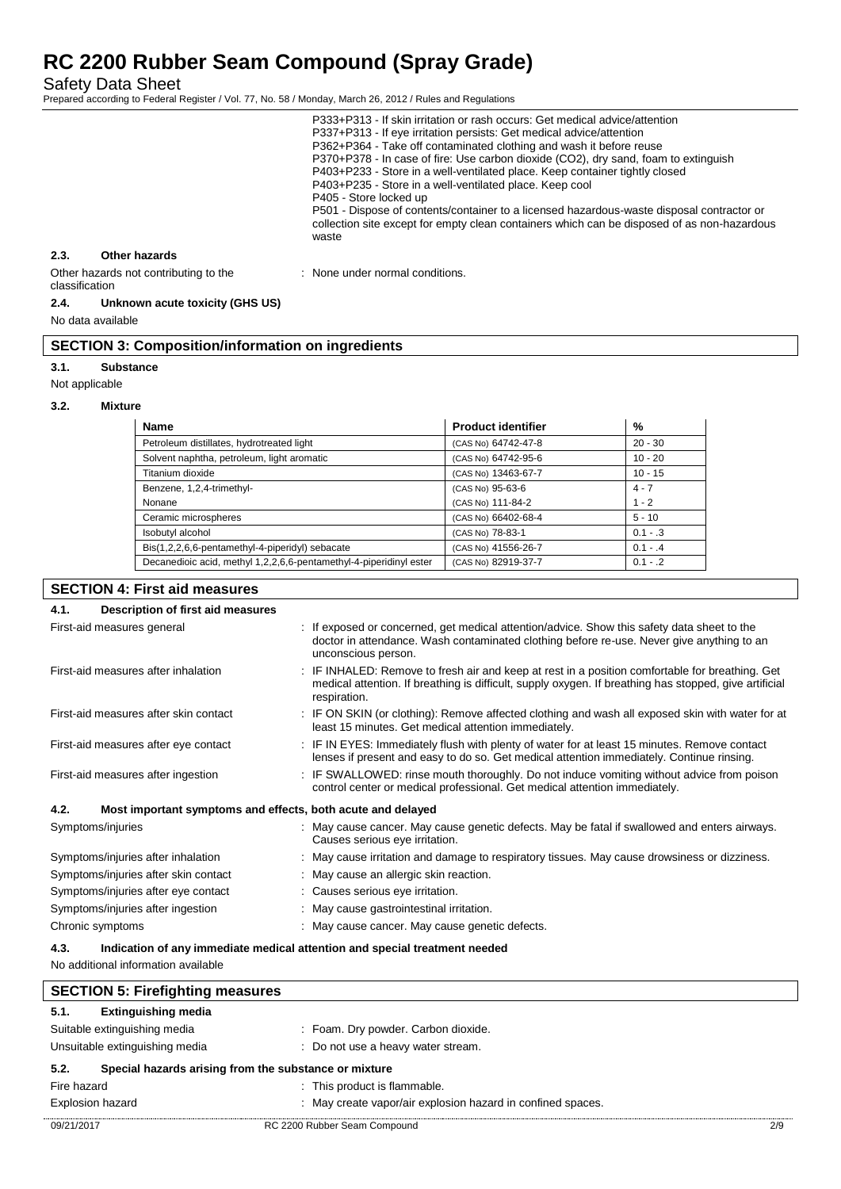P333+P313 - If skin irritation or rash occurs: Get medical advice/attention
P337+P313 - If eye irritation persists: Get medical advice/attention
P362+P364 - Take off contaminated clothing and wash it before reuse
P370+P378 - In case of fire: Use carbon dioxide ($CO_2$), dry sand, foam to extinguish
P403+P233 - Store in a well-ventilated place. Keep container tightly closed
P403+P235 - Store in a well-ventilated place. Keep cool
P405 - Store locked up
P501 - Dispose of contents/container to a licensed hazardous-waste disposal contractor or collection site except for empty clean containers which can be disposed of as non-hazardous waste

### 2.3. Other hazards

Other hazards not contributing to the classification : None under normal conditions.

### 2.4. Unknown acute toxicity (GHS US)

No data available

## SECTION 3: Composition/information on ingredients

### 3.1. Substance

Not applicable

### 3.2. Mixture

| Name | Product identifier | % |
|---|---|---|
| Petroleum distillates, hydrotreated light | (CAS No) 64742-47-8 | 20 - 30 |
| Solvent naphtha, petroleum, light aromatic | (CAS No) 64742-95-6 | 10 - 20 |
| Titanium dioxide | (CAS No) 13463-67-7 | 10 - 15 |
| Benzene, 1,2,4-trimethyl- | (CAS No) 95-63-6 | 4 - 7 |
| Nonane | (CAS No) 111-84-2 | 1 - 2 |
| Ceramic microspheres | (CAS No) 66402-68-4 | 5 - 10 |
| Isobutyl alcohol | (CAS No) 78-83-1 | 0.1 - .3 |
| Bis(1,2,2,6,6-pentamethyl-4-piperidyl) sebacate | (CAS No) 41556-26-7 | 0.1 - .4 |
| Decanedioic acid, methyl 1,2,2,6,6-pentamethyl-4-piperidinyl ester | (CAS No) 82919-37-7 | 0.1 - .2 |

## SECTION 4: First aid measures

### 4.1. Description of first aid measures

First-aid measures general : If exposed or concerned, get medical attention/advice. Show this safety data sheet to the doctor in attendance. Wash contaminated clothing before re-use. Never give anything to an unconscious person.

First-aid measures after inhalation : IF INHALED: Remove to fresh air and keep at rest in a position comfortable for breathing. Get medical attention. If breathing is difficult, supply oxygen. If breathing has stopped, give artificial respiration.

First-aid measures after skin contact : IF ON SKIN (or clothing): Remove affected clothing and wash all exposed skin with water for at least 15 minutes. Get medical attention immediately.

First-aid measures after eye contact : IF IN EYES: Immediately flush with plenty of water for at least 15 minutes. Remove contact lenses if present and easy to do so. Get medical attention immediately. Continue rinsing.

First-aid measures after ingestion : IF SWALLOWED: rinse mouth thoroughly. Do not induce vomiting without advice from poison control center or medical professional. Get medical attention immediately.

### 4.2. Most important symptoms and effects, both acute and delayed

Symptoms/injuries : May cause cancer. May cause genetic defects. May be fatal if swallowed and enters airways. Causes serious eye irritation.

Symptoms/injuries after inhalation : May cause irritation and damage to respiratory tissues. May cause drowsiness or dizziness.

Symptoms/injuries after skin contact : May cause an allergic skin reaction.

Symptoms/injuries after eye contact : Causes serious eye irritation.

Symptoms/injuries after ingestion : May cause gastrointestinal irritation.

Chronic symptoms : May cause cancer. May cause genetic defects.

### 4.3. Indication of any immediate medical attention and special treatment needed

No additional information available

## SECTION 5: Firefighting measures

### 5.1. Extinguishing media

Suitable extinguishing media : Foam. Dry powder. Carbon dioxide.

Unsuitable extinguishing media : Do not use a heavy water stream.

### 5.2. Special hazards arising from the substance or mixture

Fire hazard : This product is flammable.

Explosion hazard : May create vapor/air explosion hazard in confined spaces.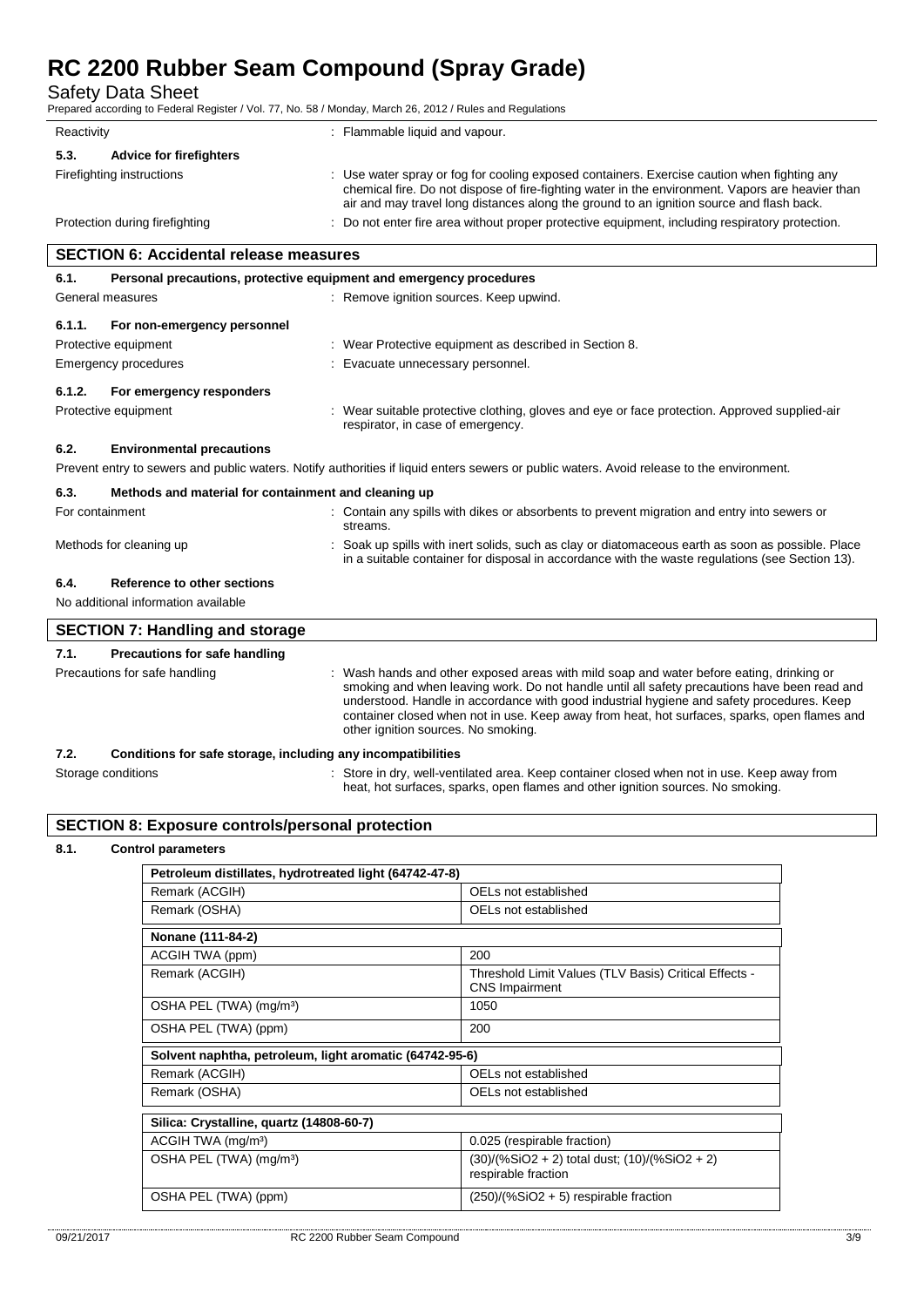| | |
|---|---|
| Reactivity | : Flammable liquid and vapour. |

**5.3. Advice for firefighters**

| | |
|---|---|
| Firefighting instructions | : Use water spray or fog for cooling exposed containers. Exercise caution when fighting any chemical fire. Do not dispose of fire-fighting water in the environment. Vapors are heavier than air and may travel long distances along the ground to an ignition source and flash back. |
| Protection during firefighting | : Do not enter fire area without proper protective equipment, including respiratory protection. |

## SECTION 6: Accidental release measures

**6.1. Personal precautions, protective equipment and emergency procedures**

| | |
|---|---|
| General measures | : Remove ignition sources. Keep upwind. |

**6.1.1. For non-emergency personnel**

| | |
|---|---|
| Protective equipment | : Wear Protective equipment as described in Section 8. |
| Emergency procedures | : Evacuate unnecessary personnel. |

**6.1.2. For emergency responders**

| | |
|---|---|
| Protective equipment | : Wear suitable protective clothing, gloves and eye or face protection. Approved supplied-air respirator, in case of emergency. |

**6.2. Environmental precautions**

Prevent entry to sewers and public waters. Notify authorities if liquid enters sewers or public waters. Avoid release to the environment.

**6.3. Methods and material for containment and cleaning up**

| | |
|---|---|
| For containment | : Contain any spills with dikes or absorbents to prevent migration and entry into sewers or streams. |
| Methods for cleaning up | : Soak up spills with inert solids, such as clay or diatomaceous earth as soon as possible. Place in a suitable container for disposal in accordance with the waste regulations (see Section 13). |

**6.4. Reference to other sections**

No additional information available

## SECTION 7: Handling and storage

**7.1. Precautions for safe handling**

| | |
|---|---|
| Precautions for safe handling | : Wash hands and other exposed areas with mild soap and water before eating, drinking or smoking and when leaving work. Do not handle until all safety precautions have been read and understood. Handle in accordance with good industrial hygiene and safety procedures. Keep container closed when not in use. Keep away from heat, hot surfaces, sparks, open flames and other ignition sources. No smoking. |

**7.2. Conditions for safe storage, including any incompatibilities**

| | |
|---|---|
| Storage conditions | : Store in dry, well-ventilated area. Keep container closed when not in use. Keep away from heat, hot surfaces, sparks, open flames and other ignition sources. No smoking. |

## SECTION 8: Exposure controls/personal protection

**8.1. Control parameters**

| Petroleum distillates, hydrotreated light (64742-47-8) | |
|---|---|
| Remark (ACGIH) | OELs not established |
| Remark (OSHA) | OELs not established |

| Nonane (111-84-2) | |
|---|---|
| ACGIH TWA (ppm) | 200 |
| Remark (ACGIH) | Threshold Limit Values (TLV Basis) Critical Effects - CNS Impairment |
| OSHA PEL (TWA) (mg/m³) | 1050 |
| OSHA PEL (TWA) (ppm) | 200 |

| Solvent naphtha, petroleum, light aromatic (64742-95-6) | |
|---|---|
| Remark (ACGIH) | OELs not established |
| Remark (OSHA) | OELs not established |

| Silica: Crystalline, quartz (14808-60-7) | |
|---|---|
| ACGIH TWA (mg/m³) | 0.025 (respirable fraction) |
| OSHA PEL (TWA) (mg/m³) | (30)/(%$SiO_2$ + 2) total dust; (10)/(%$SiO_2$ + 2) respirable fraction |
| OSHA PEL (TWA) (ppm) | (250)/(%$SiO_2$ + 5) respirable fraction |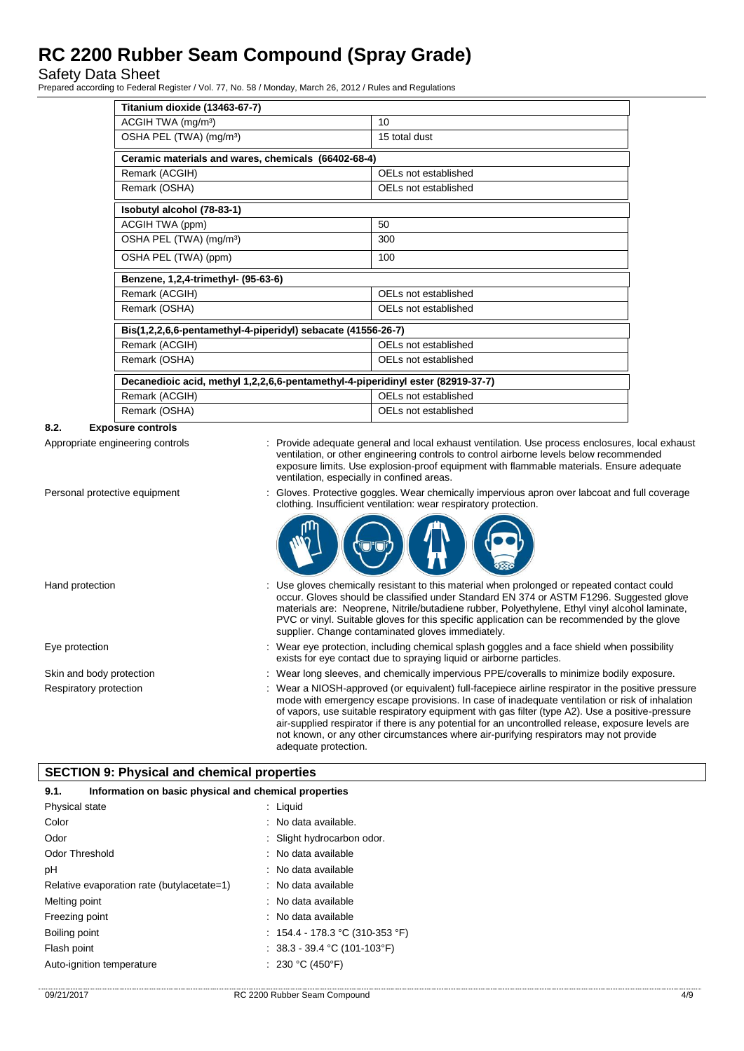| Titanium dioxide (13463-67-7) | |
|---|---|
| ACGIH TWA (mg/m³) | 10 |
| OSHA PEL (TWA) (mg/m³) | 15 total dust |

| Ceramic materials and wares, chemicals (66402-68-4) | |
|---|---|
| Remark (ACGIH) | OELs not established |
| Remark (OSHA) | OELs not established |

| Isobutyl alcohol (78-83-1) | |
|---|---|
| ACGIH TWA (ppm) | 50 |
| OSHA PEL (TWA) (mg/m³) | 300 |
| OSHA PEL (TWA) (ppm) | 100 |

| Benzene, 1,2,4-trimethyl- (95-63-6) | |
|---|---|
| Remark (ACGIH) | OELs not established |
| Remark (OSHA) | OELs not established |

| Bis(1,2,2,6,6-pentamethyl-4-piperidyl) sebacate (41556-26-7) | |
|---|---|
| Remark (ACGIH) | OELs not established |
| Remark (OSHA) | OELs not established |

| Decanedioic acid, methyl 1,2,2,6,6-pentamethyl-4-piperidinyl ester (82919-37-7) | |
|---|---|
| Remark (ACGIH) | OELs not established |
| Remark (OSHA) | OELs not established |

### 8.2. Exposure controls

Appropriate engineering controls : Provide adequate general and local exhaust ventilation. Use process enclosures, local exhaust ventilation, or other engineering controls to control airborne levels below recommended exposure limits. Use explosion-proof equipment with flammable materials. Ensure adequate ventilation, especially in confined areas.

Personal protective equipment : Gloves. Protective goggles. Wear chemically impervious apron over labcoat and full coverage clothing. Insufficient ventilation: wear respiratory protection.

Hand protection : Use gloves chemically resistant to this material when prolonged or repeated contact could occur. Gloves should be classified under Standard EN 374 or ASTM F1296. Suggested glove materials are: Neoprene, Nitrile/butadiene rubber, Polyethylene, Ethyl vinyl alcohol laminate, PVC or vinyl. Suitable gloves for this specific application can be recommended by the glove supplier. Change contaminated gloves immediately.

Eye protection : Wear eye protection, including chemical splash goggles and a face shield when possibility exists for eye contact due to spraying liquid or airborne particles.

Skin and body protection : Wear long sleeves, and chemically impervious PPE/coveralls to minimize bodily exposure.

Respiratory protection : Wear a NIOSH-approved (or equivalent) full-facepiece airline respirator in the positive pressure mode with emergency escape provisions. In case of inadequate ventilation or risk of inhalation of vapors, use suitable respiratory equipment with gas filter (type A2). Use a positive-pressure air-supplied respirator if there is any potential for an uncontrolled release, exposure levels are not known, or any other circumstances where air-purifying respirators may not provide adequate protection.

## SECTION 9: Physical and chemical properties

### 9.1. Information on basic physical and chemical properties

| | |
|---|---|
| Physical state | : Liquid |
| Color | : No data available. |
| Odor | : Slight hydrocarbon odor. |
| Odor Threshold | : No data available |
| pH | : No data available |
| Relative evaporation rate (butylacetate=1) | : No data available |
| Melting point | : No data available |
| Freezing point | : No data available |
| Boiling point | : 154.4 - 178.3 °C (310-353 °F) |
| Flash point | : 38.3 - 39.4 °C (101-103°F) |
| Auto-ignition temperature | : 230 °C (450°F) |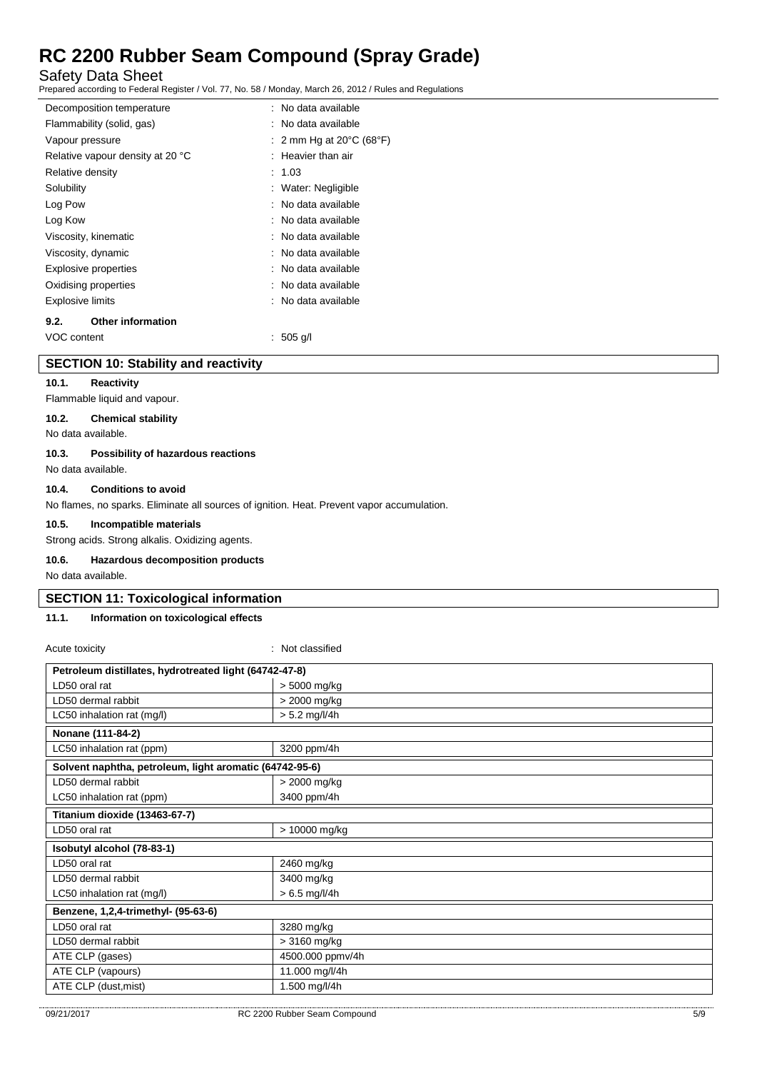| | |
|---|---|
| Decomposition temperature | : No data available |
| Flammability (solid, gas) | : No data available |
| Vapour pressure | : 2 mm Hg at 20°C (68°F) |
| Relative vapour density at 20 °C | : Heavier than air |
| Relative density | : 1.03 |
| Solubility | : Water: Negligible |
| Log Pow | : No data available |
| Log Kow | : No data available |
| Viscosity, kinematic | : No data available |
| Viscosity, dynamic | : No data available |
| Explosive properties | : No data available |
| Oxidising properties | : No data available |
| Explosive limits | : No data available |

### 9.2. Other information

VOC content : 505 g/l

## SECTION 10: Stability and reactivity

### 10.1. Reactivity

Flammable liquid and vapour.

### 10.2. Chemical stability

No data available.

### 10.3. Possibility of hazardous reactions

No data available.

### 10.4. Conditions to avoid

No flames, no sparks. Eliminate all sources of ignition. Heat. Prevent vapor accumulation.

### 10.5. Incompatible materials

Strong acids. Strong alkalis. Oxidizing agents.

### 10.6. Hazardous decomposition products

No data available.

## SECTION 11: Toxicological information

### 11.1. Information on toxicological effects

Acute toxicity : Not classified

| Petroleum distillates, hydrotreated light (64742-47-8) | |
|---|---|
| LD50 oral rat | > 5000 mg/kg |
| LD50 dermal rabbit | > 2000 mg/kg |
| LC50 inhalation rat (mg/l) | > 5.2 mg/l/4h |
| **Nonane (111-84-2)** | |
| LC50 inhalation rat (ppm) | 3200 ppm/4h |
| **Solvent naphtha, petroleum, light aromatic (64742-95-6)** | |
| LD50 dermal rabbit | > 2000 mg/kg |
| LC50 inhalation rat (ppm) | 3400 ppm/4h |
| **Titanium dioxide (13463-67-7)** | |
| LD50 oral rat | > 10000 mg/kg |
| **Isobutyl alcohol (78-83-1)** | |
| LD50 oral rat | 2460 mg/kg |
| LD50 dermal rabbit | 3400 mg/kg |
| LC50 inhalation rat (mg/l) | > 6.5 mg/l/4h |
| **Benzene, 1,2,4-trimethyl- (95-63-6)** | |
| LD50 oral rat | 3280 mg/kg |
| LD50 dermal rabbit | > 3160 mg/kg |
| ATE CLP (gases) | 4500.000 ppmv/4h |
| ATE CLP (vapours) | 11.000 mg/l/4h |
| ATE CLP (dust,mist) | 1.500 mg/l/4h |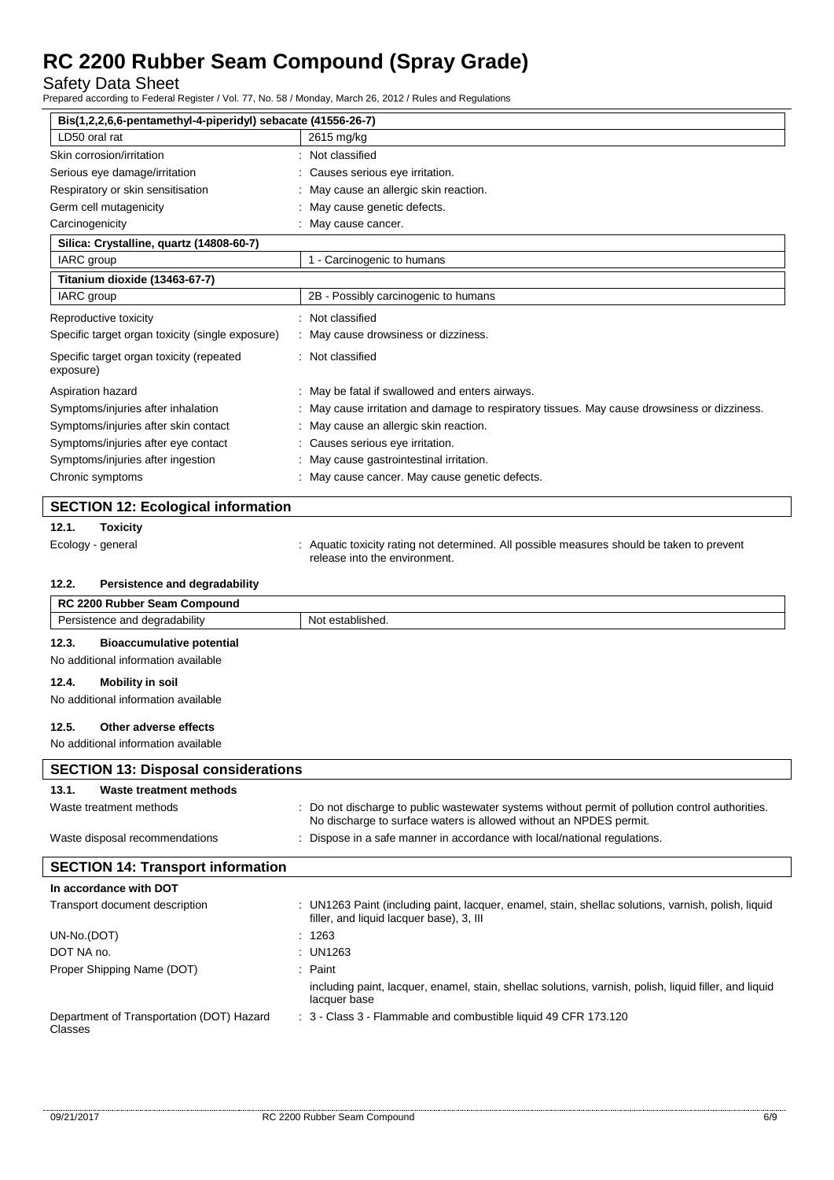| Bis(1,2,2,6,6-pentamethyl-4-piperidyl) sebacate (41556-26-7) | |
|---|---|
| LD50 oral rat | 2615 mg/kg |

Skin corrosion/irritation : Not classified

Serious eye damage/irritation : Causes serious eye irritation.

Respiratory or skin sensitisation : May cause an allergic skin reaction.

Germ cell mutagenicity : May cause genetic defects.

Carcinogenicity : May cause cancer.

| Silica: Crystalline, quartz (14808-60-7) | |
|---|---|
| IARC group | 1 - Carcinogenic to humans |
| **Titanium dioxide (13463-67-7)** | |
| IARC group | 2B - Possibly carcinogenic to humans |

Reproductive toxicity : Not classified

Specific target organ toxicity (single exposure) : May cause drowsiness or dizziness.

Specific target organ toxicity (repeated exposure) : Not classified

Aspiration hazard : May be fatal if swallowed and enters airways.

Symptoms/injuries after inhalation : May cause irritation and damage to respiratory tissues. May cause drowsiness or dizziness.

Symptoms/injuries after skin contact : May cause an allergic skin reaction.

Symptoms/injuries after eye contact : Causes serious eye irritation.

Symptoms/injuries after ingestion : May cause gastrointestinal irritation.

Chronic symptoms : May cause cancer. May cause genetic defects.

## SECTION 12: Ecological information

### 12.1. Toxicity

Ecology - general : Aquatic toxicity rating not determined. All possible measures should be taken to prevent release into the environment.

### 12.2. Persistence and degradability

| RC 2200 Rubber Seam Compound | |
|---|---|
| Persistence and degradability | Not established. |

### 12.3. Bioaccumulative potential

No additional information available

### 12.4. Mobility in soil

No additional information available

### 12.5. Other adverse effects

No additional information available

## SECTION 13: Disposal considerations

### 13.1. Waste treatment methods

Waste treatment methods : Do not discharge to public wastewater systems without permit of pollution control authorities. No discharge to surface waters is allowed without an NPDES permit.

Waste disposal recommendations : Dispose in a safe manner in accordance with local/national regulations.

## SECTION 14: Transport information

**In accordance with DOT**

Transport document description : UN1263 Paint (including paint, lacquer, enamel, stain, shellac solutions, varnish, polish, liquid filler, and liquid lacquer base), 3, III

UN-No.(DOT) : 1263

DOT NA no. : UN1263

Proper Shipping Name (DOT) : Paint

including paint, lacquer, enamel, stain, shellac solutions, varnish, polish, liquid filler, and liquid lacquer base

Department of Transportation (DOT) Hazard Classes : 3 - Class 3 - Flammable and combustible liquid 49 CFR 173.120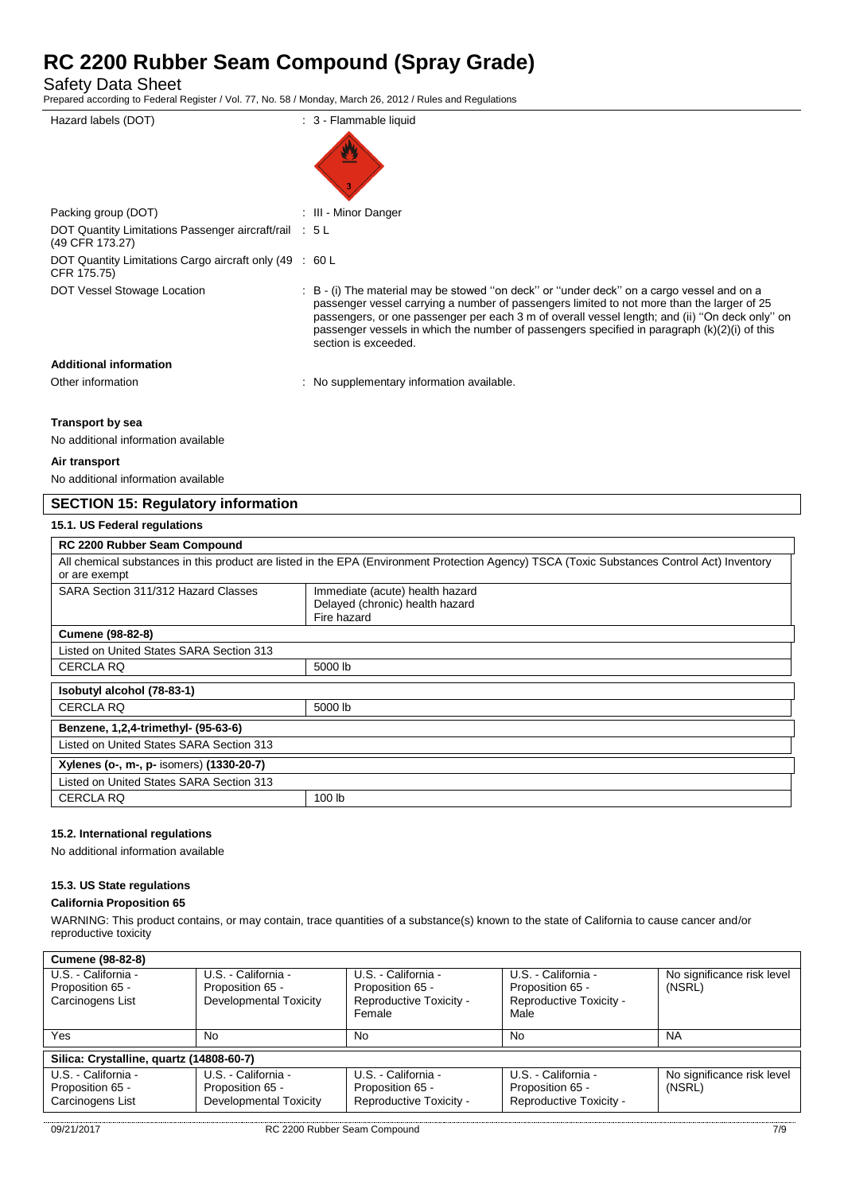| | |
|---|---|
| Hazard labels (DOT) | : 3 - Flammable liquid |
| Packing group (DOT) | : III - Minor Danger |
| DOT Quantity Limitations Passenger aircraft/rail (49 CFR 173.27) | : 5 L |
| DOT Quantity Limitations Cargo aircraft only (49 CFR 175.75) | : 60 L |
| DOT Vessel Stowage Location | : B - (i) The material may be stowed ''on deck'' or ''under deck'' on a cargo vessel and on a passenger vessel carrying a number of passengers limited to not more than the larger of 25 passengers, or one passenger per each 3 m of overall vessel length; and (ii) ''On deck only'' on passenger vessels in which the number of passengers specified in paragraph (k)(2)(i) of this section is exceeded. |

**Additional information**

Other information : No supplementary information available.

**Transport by sea**

No additional information available

**Air transport**

No additional information available

## SECTION 15: Regulatory information

### 15.1. US Federal regulations

| RC 2200 Rubber Seam Compound | |
|---|---|
| All chemical substances in this product are listed in the EPA (Environment Protection Agency) TSCA (Toxic Substances Control Act) Inventory or are exempt | |
| SARA Section 311/312 Hazard Classes | Immediate (acute) health hazard<br>Delayed (chronic) health hazard<br>Fire hazard |
| **Cumene (98-82-8)** | |
| Listed on United States SARA Section 313 | |
| CERCLA RQ | 5000 lb |
| **Isobutyl alcohol (78-83-1)** | |
| CERCLA RQ | 5000 lb |
| **Benzene, 1,2,4-trimethyl- (95-63-6)** | |
| Listed on United States SARA Section 313 | |
| **Xylenes (o-, m-, p- isomers) (1330-20-7)** | |
| Listed on United States SARA Section 313 | |
| CERCLA RQ | 100 lb |

### 15.2. International regulations

No additional information available

### 15.3. US State regulations

**California Proposition 65**

WARNING: This product contains, or may contain, trace quantities of a substance(s) known to the state of California to cause cancer and/or reproductive toxicity

| **Cumene (98-82-8)** | | | | |
|---|---|---|---|---|
| U.S. - California - Proposition 65 - Carcinogens List | U.S. - California - Proposition 65 - Developmental Toxicity | U.S. - California - Proposition 65 - Reproductive Toxicity - Female | U.S. - California - Proposition 65 - Reproductive Toxicity - Male | No significance risk level (NSRL) |
| Yes | No | No | No | NA |
| **Silica: Crystalline, quartz (14808-60-7)** | | | | |
| U.S. - California - Proposition 65 - Carcinogens List | U.S. - California - Proposition 65 - Developmental Toxicity | U.S. - California - Proposition 65 - Reproductive Toxicity - | U.S. - California - Proposition 65 - Reproductive Toxicity - | No significance risk level (NSRL) |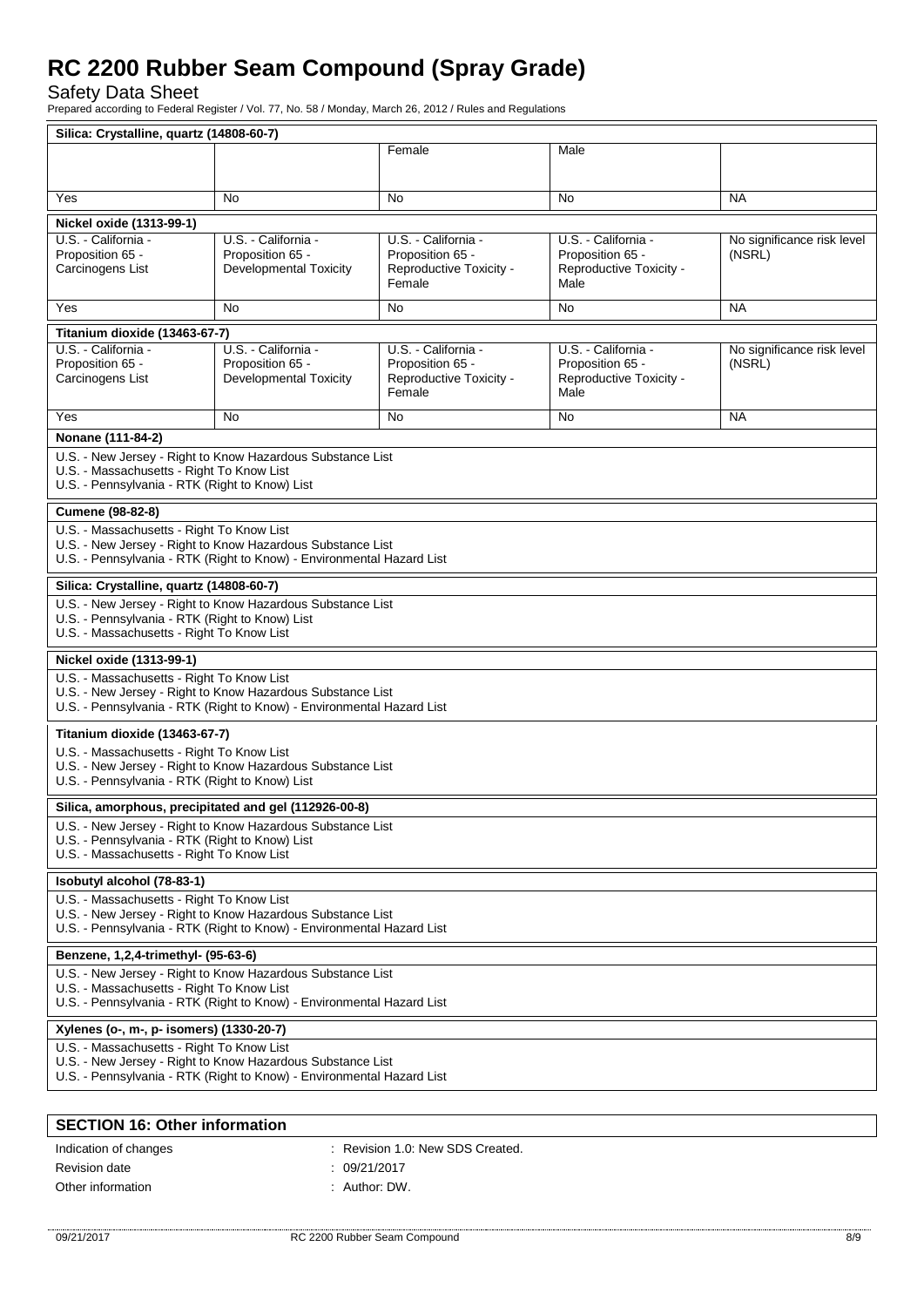# RC 2200 Rubber Seam Compound (Spray Grade)

Safety Data Sheet

Prepared according to Federal Register / Vol. 77, No. 58 / Monday, March 26, 2012 / Rules and Regulations

| Silica: Crystalline, quartz (14808-60-7) | | | | |
|---|---|---|---|---|
| | | Female | Male | |
| Yes | No | No | No | NA |

| Nickel oxide (1313-99-1) | | | | |
|---|---|---|---|---|
| U.S. - California - Proposition 65 - Carcinogens List | U.S. - California - Proposition 65 - Developmental Toxicity | U.S. - California - Proposition 65 - Reproductive Toxicity - Female | U.S. - California - Proposition 65 - Reproductive Toxicity - Male | No significance risk level (NSRL) |
| Yes | No | No | No | NA |

| Titanium dioxide (13463-67-7) | | | | |
|---|---|---|---|---|
| U.S. - California - Proposition 65 - Carcinogens List | U.S. - California - Proposition 65 - Developmental Toxicity | U.S. - California - Proposition 65 - Reproductive Toxicity - Female | U.S. - California - Proposition 65 - Reproductive Toxicity - Male | No significance risk level (NSRL) |
| Yes | No | No | No | NA |

**Nonane (111-84-2)**

U.S. - New Jersey - Right to Know Hazardous Substance List
U.S. - Massachusetts - Right To Know List
U.S. - Pennsylvania - RTK (Right to Know) List

**Cumene (98-82-8)**

U.S. - Massachusetts - Right To Know List
U.S. - New Jersey - Right to Know Hazardous Substance List
U.S. - Pennsylvania - RTK (Right to Know) - Environmental Hazard List

**Silica: Crystalline, quartz (14808-60-7)**

U.S. - New Jersey - Right to Know Hazardous Substance List
U.S. - Pennsylvania - RTK (Right to Know) List
U.S. - Massachusetts - Right To Know List

**Nickel oxide (1313-99-1)**

U.S. - Massachusetts - Right To Know List
U.S. - New Jersey - Right to Know Hazardous Substance List
U.S. - Pennsylvania - RTK (Right to Know) - Environmental Hazard List

**Titanium dioxide (13463-67-7)**

U.S. - Massachusetts - Right To Know List
U.S. - New Jersey - Right to Know Hazardous Substance List
U.S. - Pennsylvania - RTK (Right to Know) List

**Silica, amorphous, precipitated and gel (112926-00-8)**

U.S. - New Jersey - Right to Know Hazardous Substance List
U.S. - Pennsylvania - RTK (Right to Know) List
U.S. - Massachusetts - Right To Know List

**Isobutyl alcohol (78-83-1)**

U.S. - Massachusetts - Right To Know List
U.S. - New Jersey - Right to Know Hazardous Substance List
U.S. - Pennsylvania - RTK (Right to Know) - Environmental Hazard List

**Benzene, 1,2,4-trimethyl- (95-63-6)**

U.S. - New Jersey - Right to Know Hazardous Substance List
U.S. - Massachusetts - Right To Know List
U.S. - Pennsylvania - RTK (Right to Know) - Environmental Hazard List

**Xylenes (o-, m-, p- isomers) (1330-20-7)**

U.S. - Massachusetts - Right To Know List
U.S. - New Jersey - Right to Know Hazardous Substance List
U.S. - Pennsylvania - RTK (Right to Know) - Environmental Hazard List

## SECTION 16: Other information

Indication of changes : Revision 1.0: New SDS Created.

Revision date : 09/21/2017

Other information : Author: DW.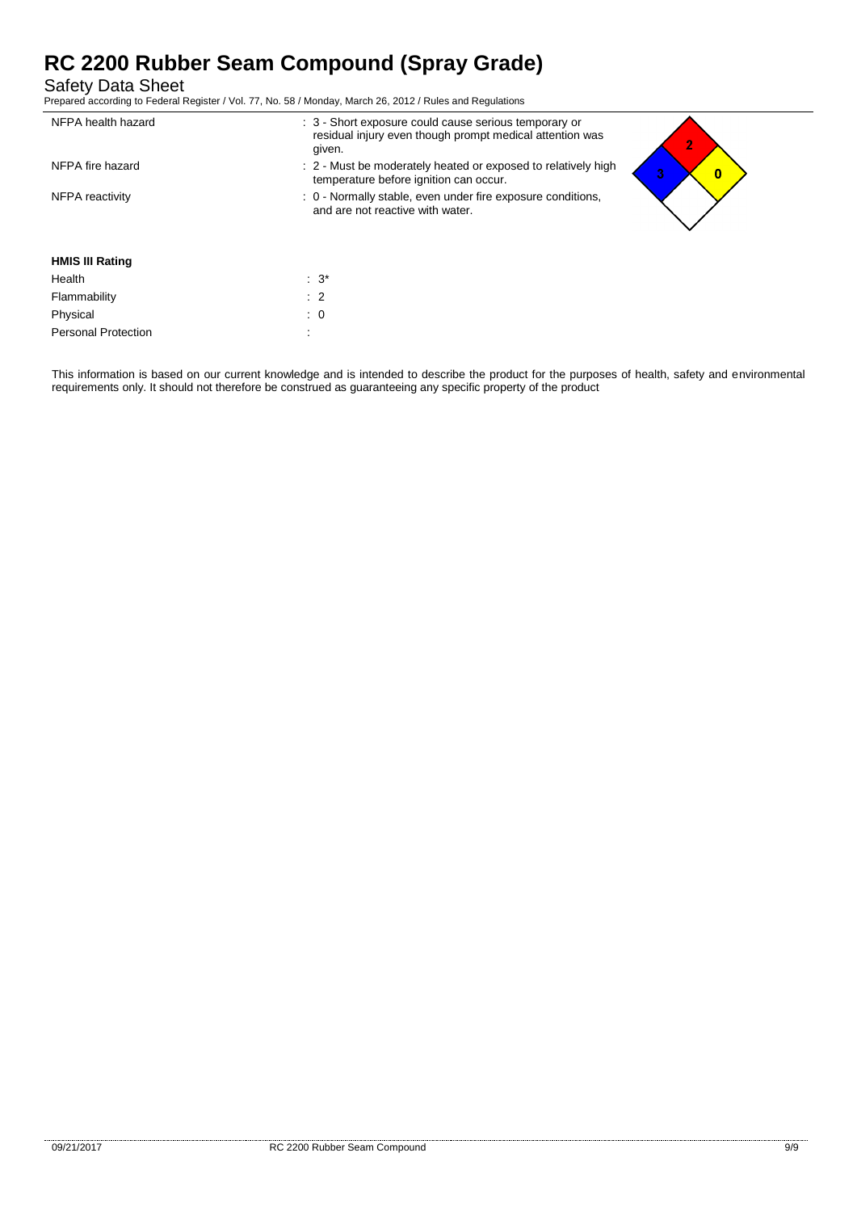NFPA health hazard : 3 - Short exposure could cause serious temporary or residual injury even though prompt medical attention was given.

NFPA fire hazard : 2 - Must be moderately heated or exposed to relatively high temperature before ignition can occur.

NFPA reactivity : 0 - Normally stable, even under fire exposure conditions, and are not reactive with water.

2

3 0

**HMIS III Rating**

| | |
|---|---|
| Health | : 3* |
| Flammability | : 2 |
| Physical | : 0 |
| Personal Protection | : |

This information is based on our current knowledge and is intended to describe the product for the purposes of health, safety and environmental requirements only. It should not therefore be construed as guaranteeing any specific property of the product